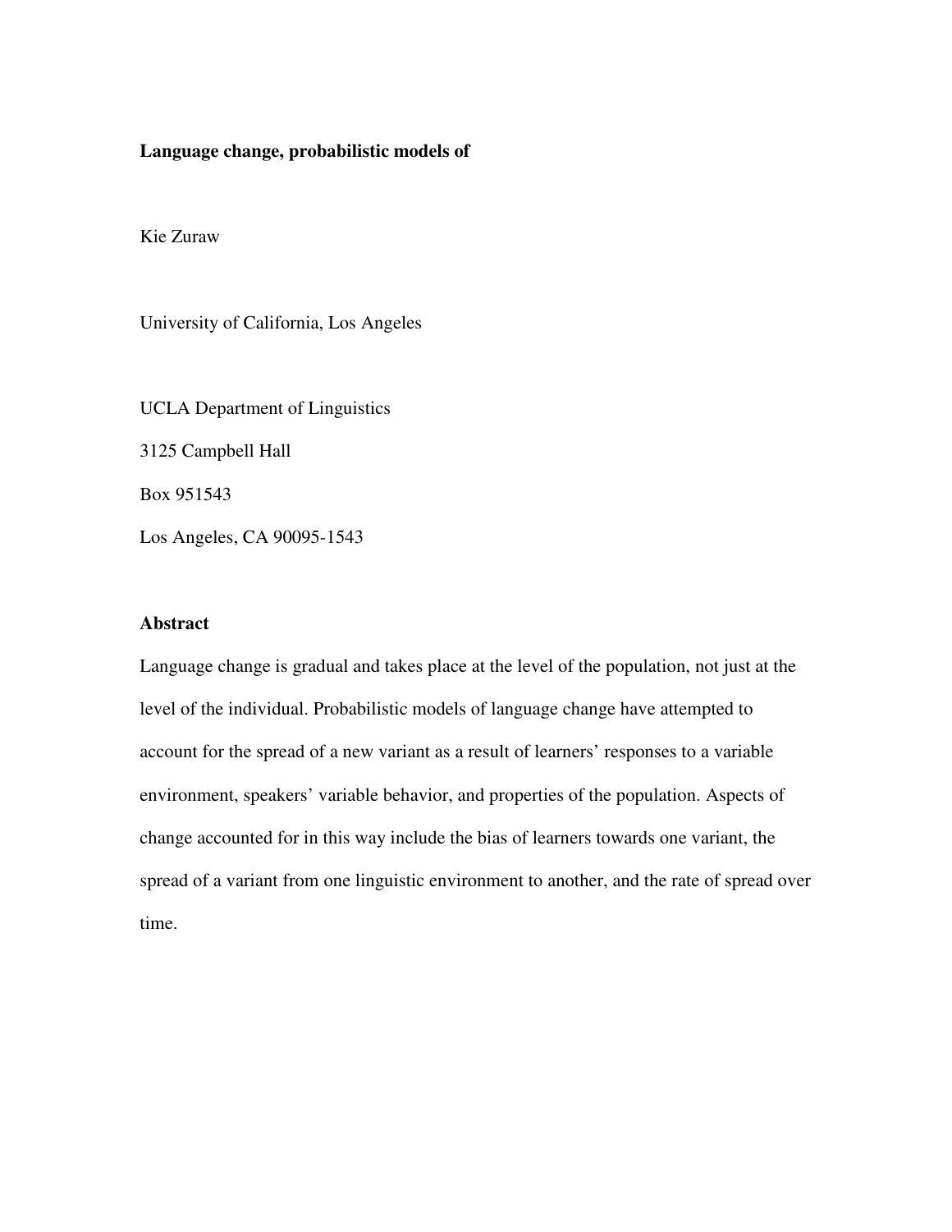**Language change, probabilistic models of**

Kie Zuraw

University of California, Los Angeles

UCLA Department of Linguistics

3125 Campbell Hall

Box 951543

Los Angeles, CA 90095-1543

## Abstract

Language change is gradual and takes place at the level of the population, not just at the level of the individual. Probabilistic models of language change have attempted to account for the spread of a new variant as a result of learners' responses to a variable environment, speakers' variable behavior, and properties of the population. Aspects of change accounted for in this way include the bias of learners towards one variant, the spread of a variant from one linguistic environment to another, and the rate of spread over time.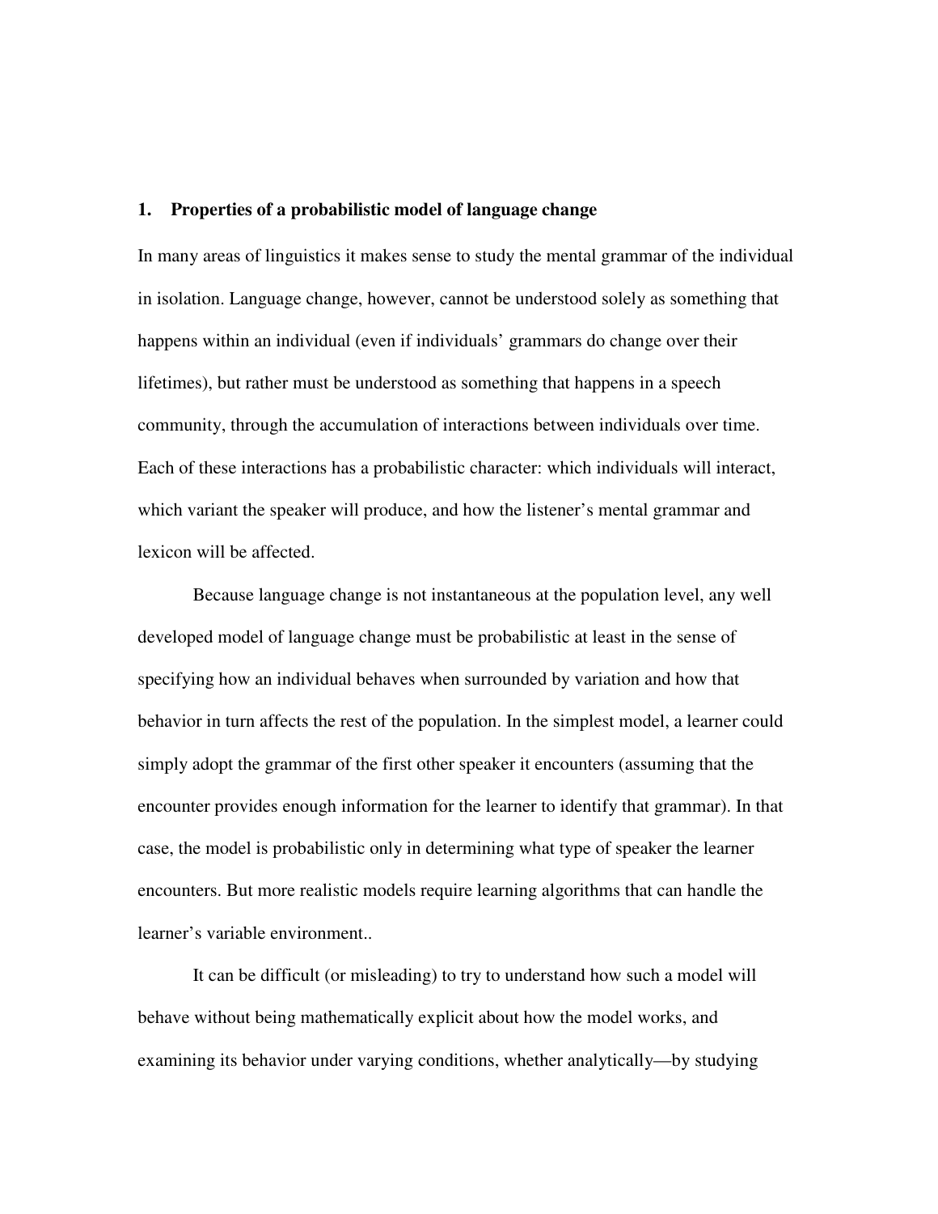## 1. Properties of a probabilistic model of language change

In many areas of linguistics it makes sense to study the mental grammar of the individual in isolation. Language change, however, cannot be understood solely as something that happens within an individual (even if individuals' grammars do change over their lifetimes), but rather must be understood as something that happens in a speech community, through the accumulation of interactions between individuals over time. Each of these interactions has a probabilistic character: which individuals will interact, which variant the speaker will produce, and how the listener's mental grammar and lexicon will be affected.

Because language change is not instantaneous at the population level, any well developed model of language change must be probabilistic at least in the sense of specifying how an individual behaves when surrounded by variation and how that behavior in turn affects the rest of the population. In the simplest model, a learner could simply adopt the grammar of the first other speaker it encounters (assuming that the encounter provides enough information for the learner to identify that grammar). In that case, the model is probabilistic only in determining what type of speaker the learner encounters. But more realistic models require learning algorithms that can handle the learner's variable environment..

It can be difficult (or misleading) to try to understand how such a model will behave without being mathematically explicit about how the model works, and examining its behavior under varying conditions, whether analytically—by studying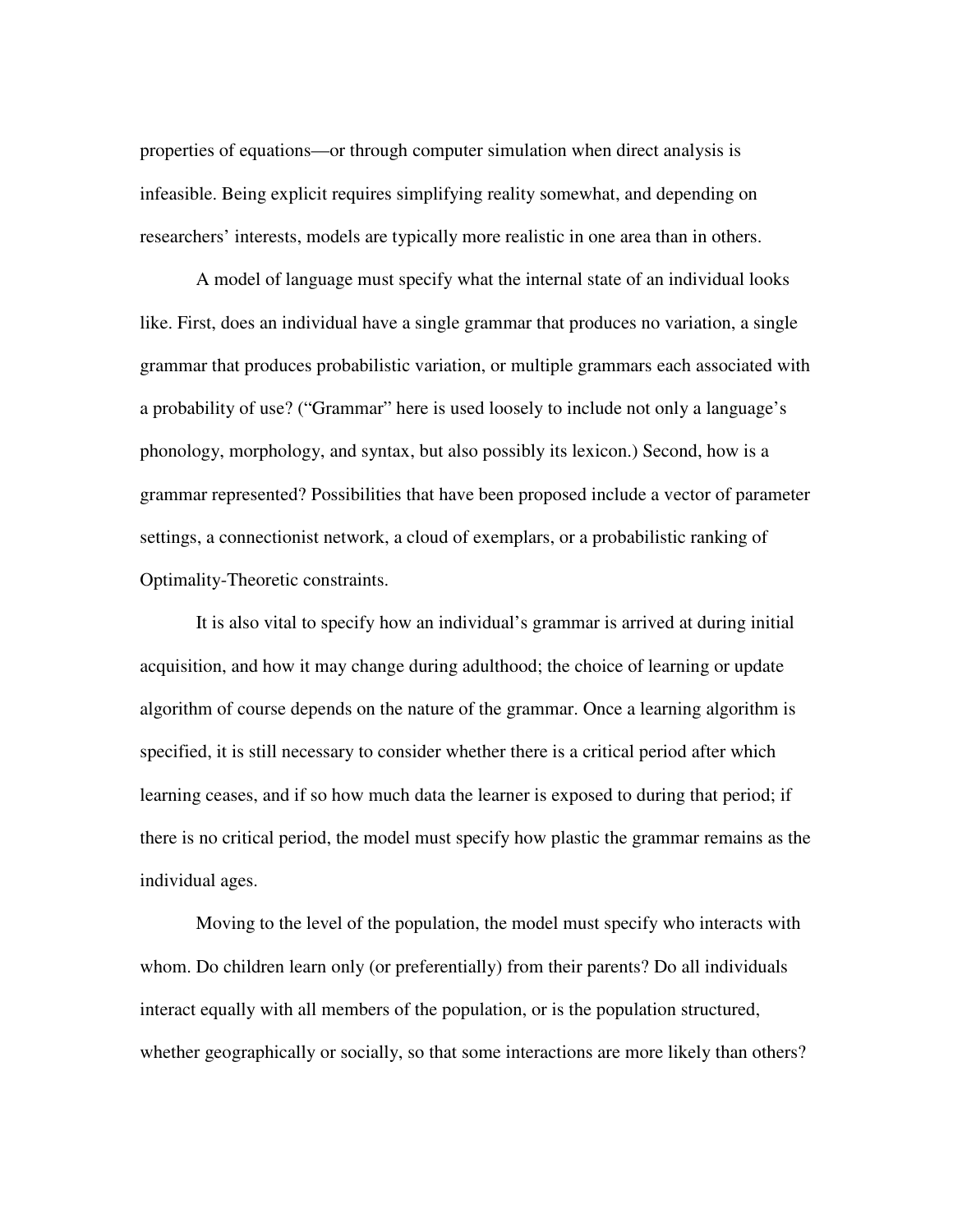properties of equations—or through computer simulation when direct analysis is infeasible. Being explicit requires simplifying reality somewhat, and depending on researchers' interests, models are typically more realistic in one area than in others.

A model of language must specify what the internal state of an individual looks like. First, does an individual have a single grammar that produces no variation, a single grammar that produces probabilistic variation, or multiple grammars each associated with a probability of use? ("Grammar" here is used loosely to include not only a language's phonology, morphology, and syntax, but also possibly its lexicon.) Second, how is a grammar represented? Possibilities that have been proposed include a vector of parameter settings, a connectionist network, a cloud of exemplars, or a probabilistic ranking of Optimality-Theoretic constraints.

It is also vital to specify how an individual's grammar is arrived at during initial acquisition, and how it may change during adulthood; the choice of learning or update algorithm of course depends on the nature of the grammar. Once a learning algorithm is specified, it is still necessary to consider whether there is a critical period after which learning ceases, and if so how much data the learner is exposed to during that period; if there is no critical period, the model must specify how plastic the grammar remains as the individual ages.

Moving to the level of the population, the model must specify who interacts with whom. Do children learn only (or preferentially) from their parents? Do all individuals interact equally with all members of the population, or is the population structured, whether geographically or socially, so that some interactions are more likely than others?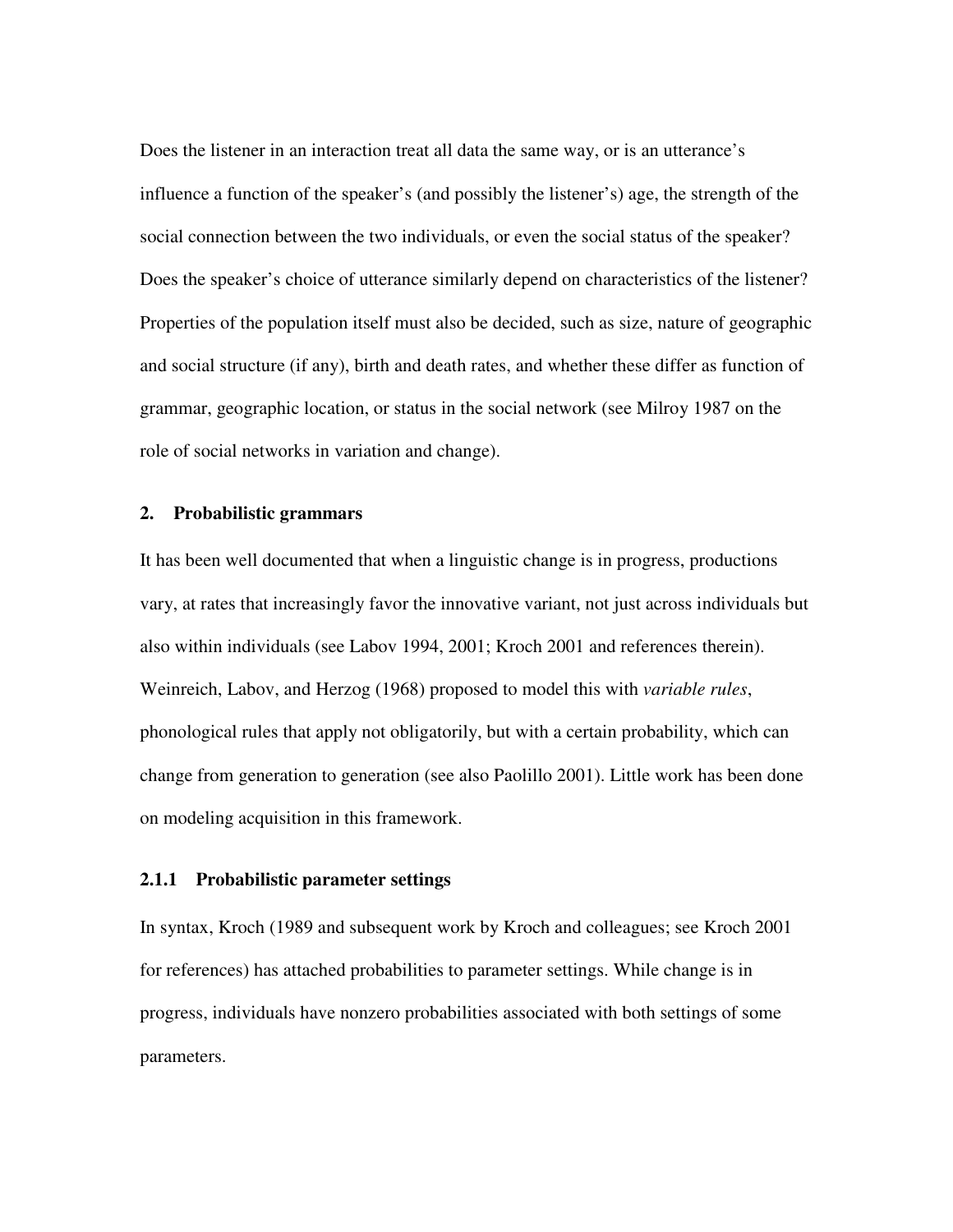Does the listener in an interaction treat all data the same way, or is an utterance's influence a function of the speaker's (and possibly the listener's) age, the strength of the social connection between the two individuals, or even the social status of the speaker? Does the speaker's choice of utterance similarly depend on characteristics of the listener? Properties of the population itself must also be decided, such as size, nature of geographic and social structure (if any), birth and death rates, and whether these differ as function of grammar, geographic location, or status in the social network (see Milroy 1987 on the role of social networks in variation and change).

## 2. Probabilistic grammars

It has been well documented that when a linguistic change is in progress, productions vary, at rates that increasingly favor the innovative variant, not just across individuals but also within individuals (see Labov 1994, 2001; Kroch 2001 and references therein). Weinreich, Labov, and Herzog (1968) proposed to model this with *variable rules*, phonological rules that apply not obligatorily, but with a certain probability, which can change from generation to generation (see also Paolillo 2001). Little work has been done on modeling acquisition in this framework.

### 2.1.1 Probabilistic parameter settings

In syntax, Kroch (1989 and subsequent work by Kroch and colleagues; see Kroch 2001 for references) has attached probabilities to parameter settings. While change is in progress, individuals have nonzero probabilities associated with both settings of some parameters.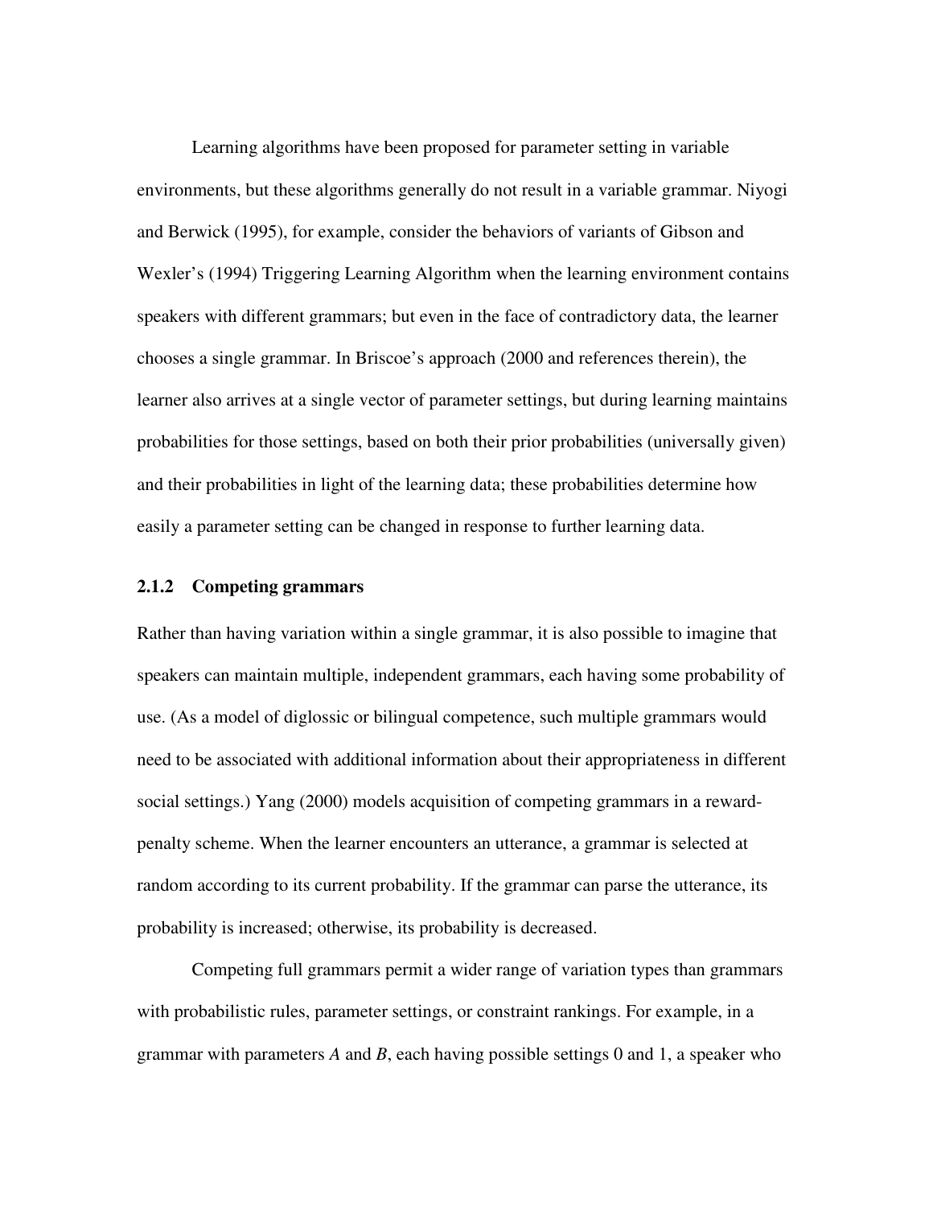Learning algorithms have been proposed for parameter setting in variable environments, but these algorithms generally do not result in a variable grammar. Niyogi and Berwick (1995), for example, consider the behaviors of variants of Gibson and Wexler's (1994) Triggering Learning Algorithm when the learning environment contains speakers with different grammars; but even in the face of contradictory data, the learner chooses a single grammar. In Briscoe's approach (2000 and references therein), the learner also arrives at a single vector of parameter settings, but during learning maintains probabilities for those settings, based on both their prior probabilities (universally given) and their probabilities in light of the learning data; these probabilities determine how easily a parameter setting can be changed in response to further learning data.

### 2.1.2 Competing grammars

Rather than having variation within a single grammar, it is also possible to imagine that speakers can maintain multiple, independent grammars, each having some probability of use. (As a model of diglossic or bilingual competence, such multiple grammars would need to be associated with additional information about their appropriateness in different social settings.) Yang (2000) models acquisition of competing grammars in a reward-penalty scheme. When the learner encounters an utterance, a grammar is selected at random according to its current probability. If the grammar can parse the utterance, its probability is increased; otherwise, its probability is decreased.

Competing full grammars permit a wider range of variation types than grammars with probabilistic rules, parameter settings, or constraint rankings. For example, in a grammar with parameters *A* and *B*, each having possible settings 0 and 1, a speaker who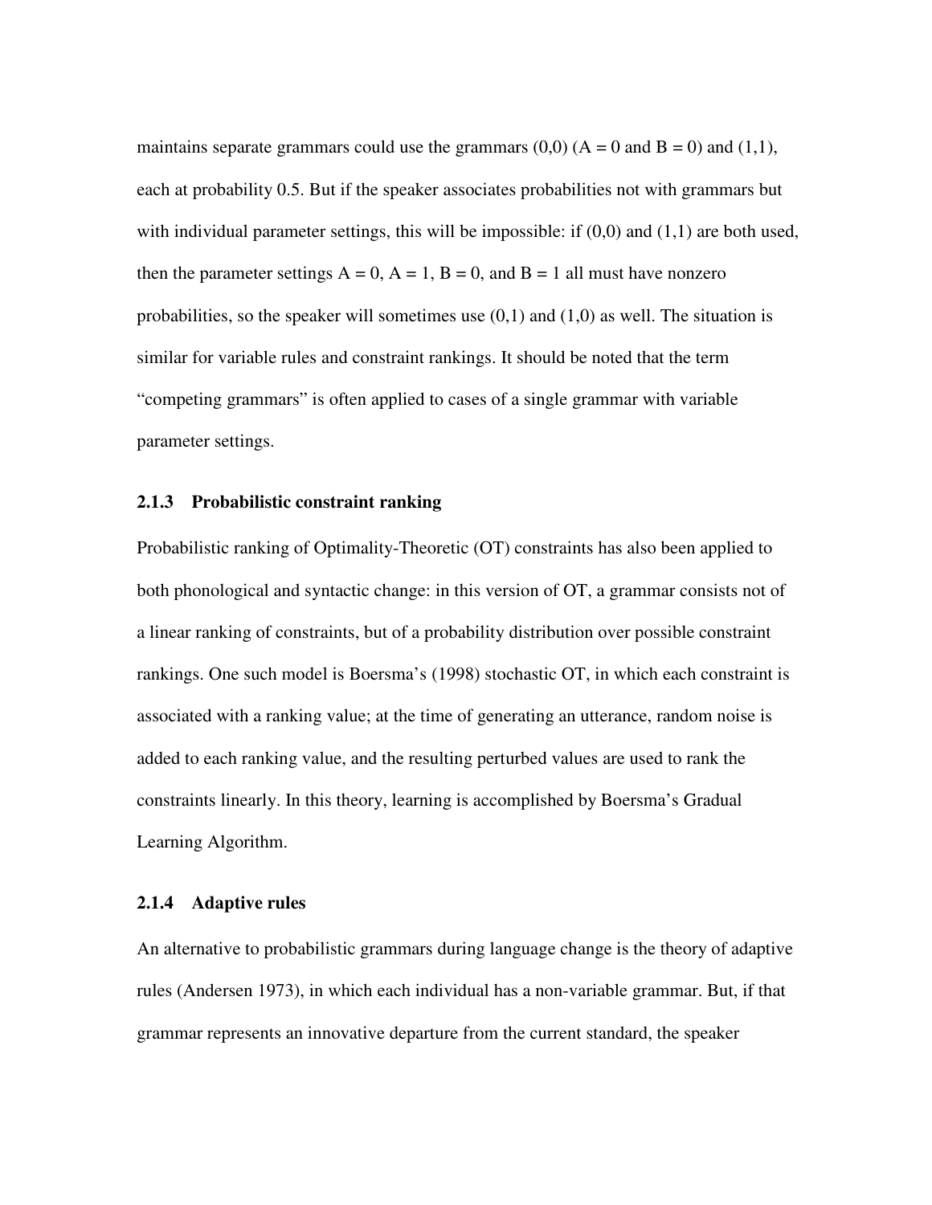maintains separate grammars could use the grammars (0,0) (A = 0 and B = 0) and (1,1), each at probability 0.5. But if the speaker associates probabilities not with grammars but with individual parameter settings, this will be impossible: if (0,0) and (1,1) are both used, then the parameter settings A = 0, A = 1, B = 0, and B = 1 all must have nonzero probabilities, so the speaker will sometimes use (0,1) and (1,0) as well. The situation is similar for variable rules and constraint rankings. It should be noted that the term "competing grammars" is often applied to cases of a single grammar with variable parameter settings.

### 2.1.3 Probabilistic constraint ranking

Probabilistic ranking of Optimality-Theoretic (OT) constraints has also been applied to both phonological and syntactic change: in this version of OT, a grammar consists not of a linear ranking of constraints, but of a probability distribution over possible constraint rankings. One such model is Boersma's (1998) stochastic OT, in which each constraint is associated with a ranking value; at the time of generating an utterance, random noise is added to each ranking value, and the resulting perturbed values are used to rank the constraints linearly. In this theory, learning is accomplished by Boersma's Gradual Learning Algorithm.

### 2.1.4 Adaptive rules

An alternative to probabilistic grammars during language change is the theory of adaptive rules (Andersen 1973), in which each individual has a non-variable grammar. But, if that grammar represents an innovative departure from the current standard, the speaker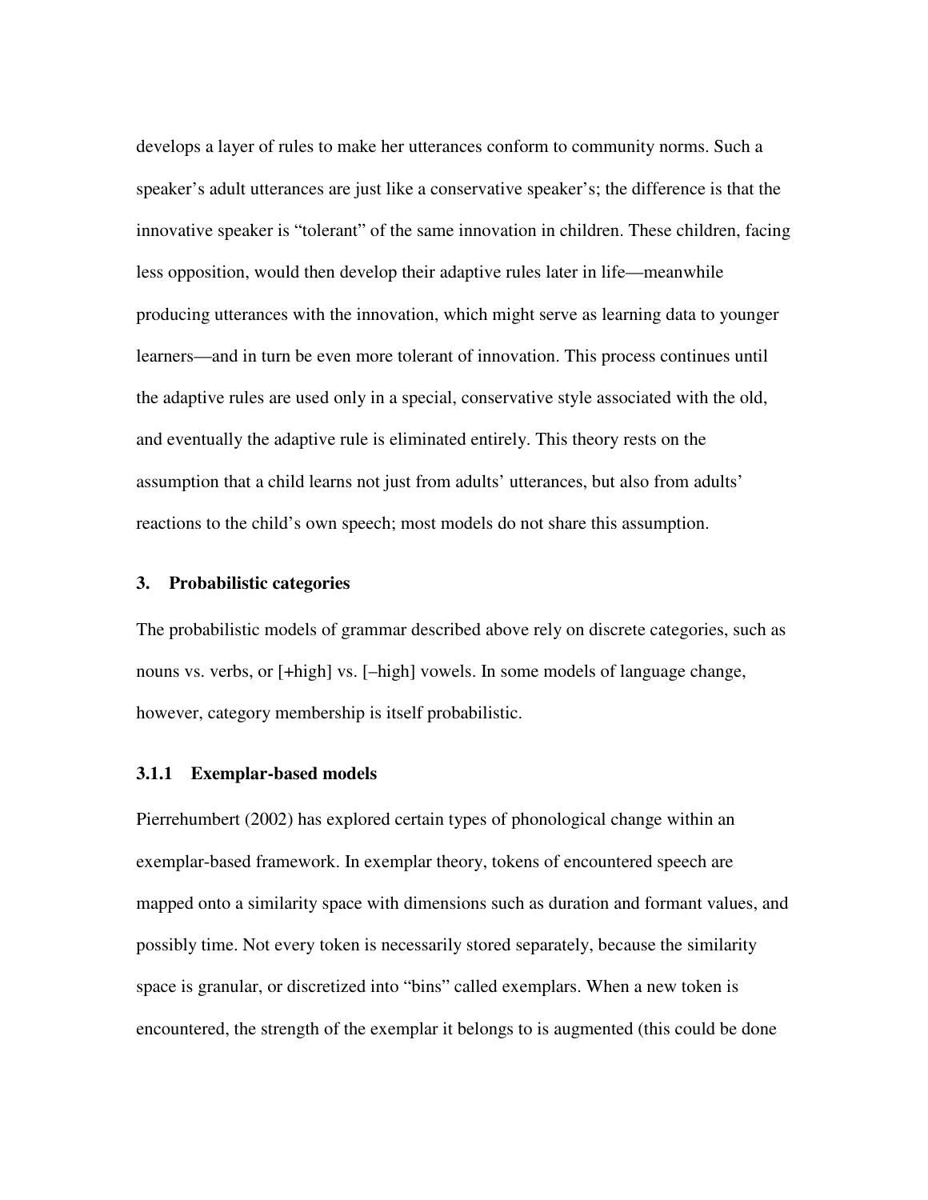develops a layer of rules to make her utterances conform to community norms. Such a speaker's adult utterances are just like a conservative speaker's; the difference is that the innovative speaker is "tolerant" of the same innovation in children. These children, facing less opposition, would then develop their adaptive rules later in life—meanwhile producing utterances with the innovation, which might serve as learning data to younger learners—and in turn be even more tolerant of innovation. This process continues until the adaptive rules are used only in a special, conservative style associated with the old, and eventually the adaptive rule is eliminated entirely. This theory rests on the assumption that a child learns not just from adults' utterances, but also from adults' reactions to the child's own speech; most models do not share this assumption.

## 3. Probabilistic categories

The probabilistic models of grammar described above rely on discrete categories, such as nouns vs. verbs, or [+high] vs. [–high] vowels. In some models of language change, however, category membership is itself probabilistic.

### 3.1.1 Exemplar-based models

Pierrehumbert (2002) has explored certain types of phonological change within an exemplar-based framework. In exemplar theory, tokens of encountered speech are mapped onto a similarity space with dimensions such as duration and formant values, and possibly time. Not every token is necessarily stored separately, because the similarity space is granular, or discretized into "bins" called exemplars. When a new token is encountered, the strength of the exemplar it belongs to is augmented (this could be done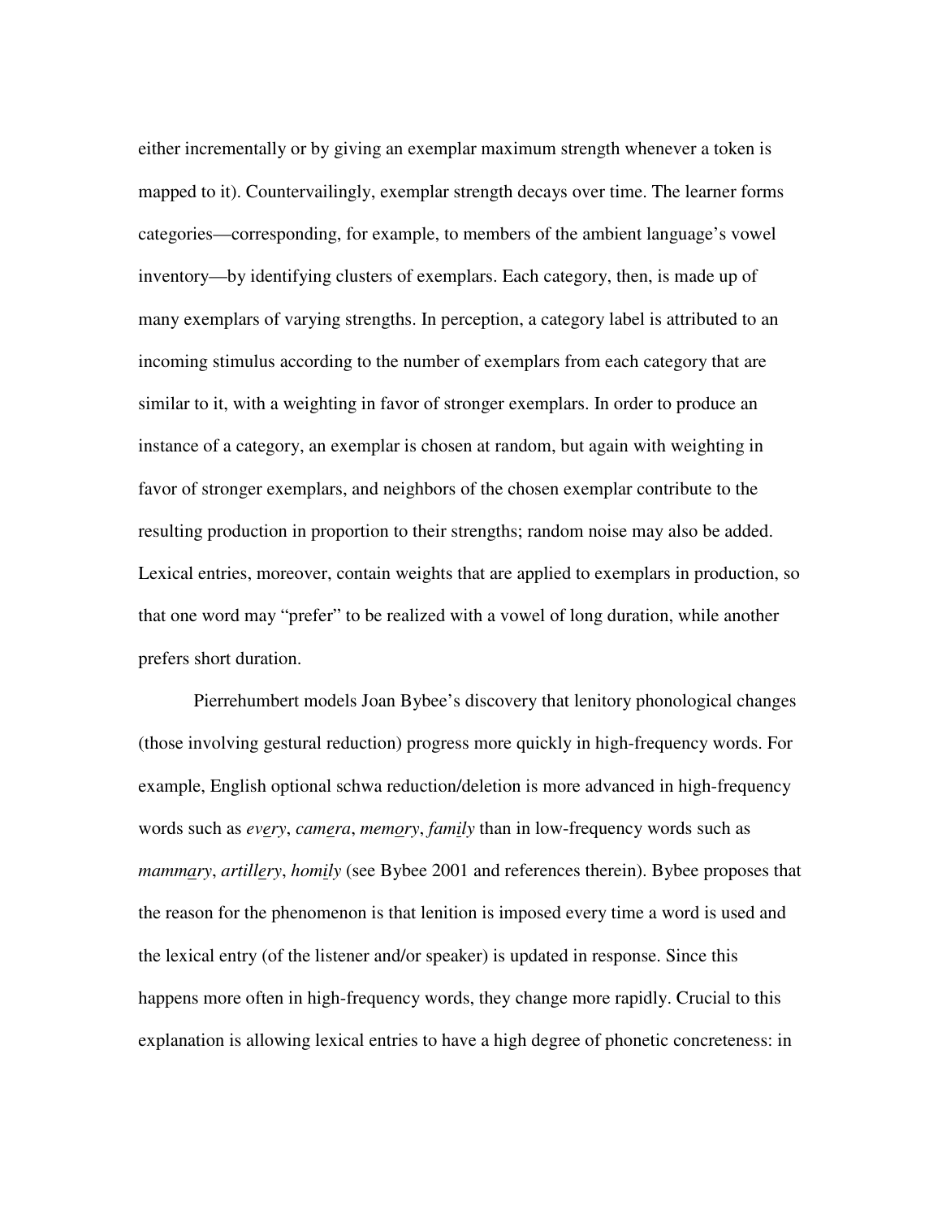either incrementally or by giving an exemplar maximum strength whenever a token is mapped to it). Countervailingly, exemplar strength decays over time. The learner forms categories—corresponding, for example, to members of the ambient language's vowel inventory—by identifying clusters of exemplars. Each category, then, is made up of many exemplars of varying strengths. In perception, a category label is attributed to an incoming stimulus according to the number of exemplars from each category that are similar to it, with a weighting in favor of stronger exemplars. In order to produce an instance of a category, an exemplar is chosen at random, but again with weighting in favor of stronger exemplars, and neighbors of the chosen exemplar contribute to the resulting production in proportion to their strengths; random noise may also be added. Lexical entries, moreover, contain weights that are applied to exemplars in production, so that one word may "prefer" to be realized with a vowel of long duration, while another prefers short duration.

Pierrehumbert models Joan Bybee's discovery that lenitory phonological changes (those involving gestural reduction) progress more quickly in high-frequency words. For example, English optional schwa reduction/deletion is more advanced in high-frequency words such as *every*, *camera*, *memory*, *family* than in low-frequency words such as *mammary*, *artillery*, *homily* (see Bybee 2001 and references therein). Bybee proposes that the reason for the phenomenon is that lenition is imposed every time a word is used and the lexical entry (of the listener and/or speaker) is updated in response. Since this happens more often in high-frequency words, they change more rapidly. Crucial to this explanation is allowing lexical entries to have a high degree of phonetic concreteness: in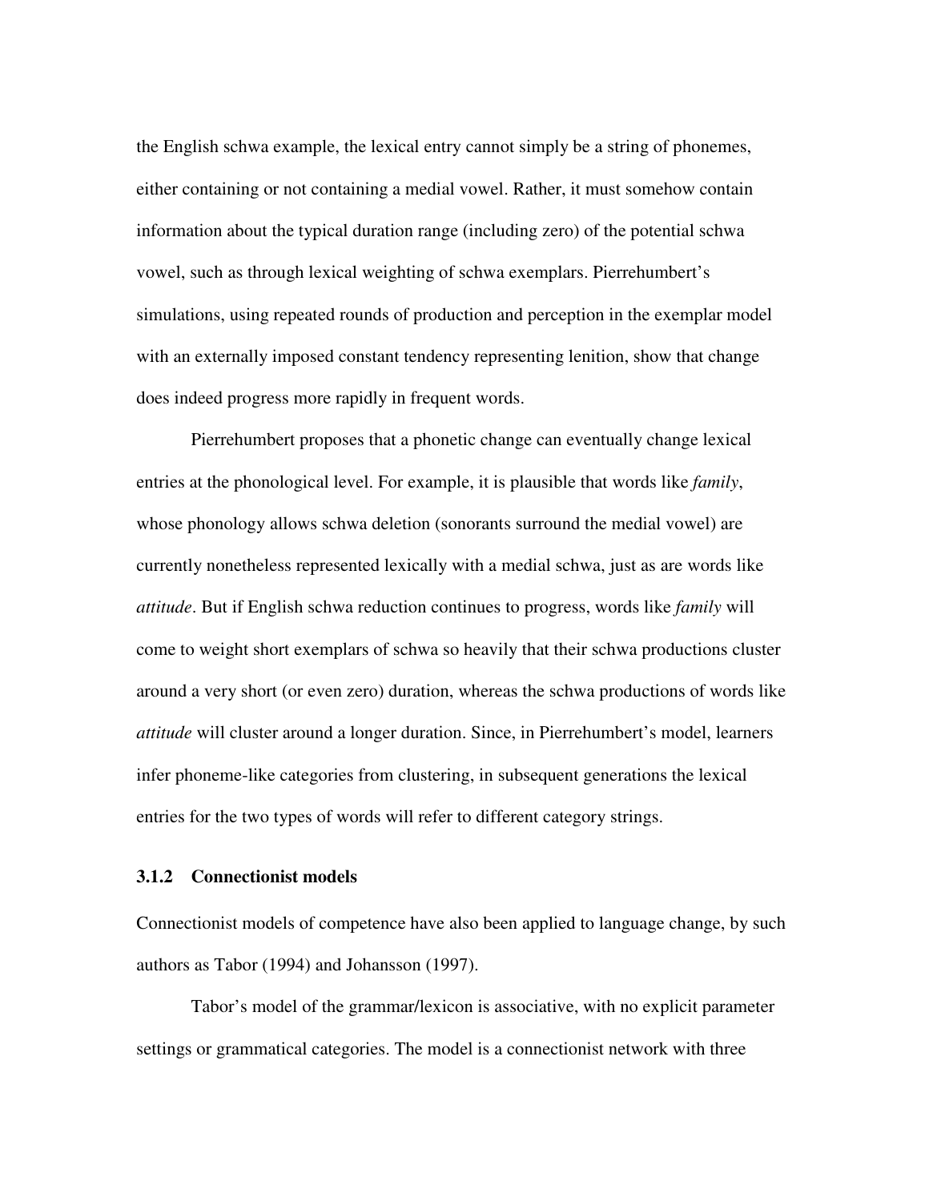the English schwa example, the lexical entry cannot simply be a string of phonemes, either containing or not containing a medial vowel. Rather, it must somehow contain information about the typical duration range (including zero) of the potential schwa vowel, such as through lexical weighting of schwa exemplars. Pierrehumbert's simulations, using repeated rounds of production and perception in the exemplar model with an externally imposed constant tendency representing lenition, show that change does indeed progress more rapidly in frequent words.

Pierrehumbert proposes that a phonetic change can eventually change lexical entries at the phonological level. For example, it is plausible that words like *family*, whose phonology allows schwa deletion (sonorants surround the medial vowel) are currently nonetheless represented lexically with a medial schwa, just as are words like *attitude*. But if English schwa reduction continues to progress, words like *family* will come to weight short exemplars of schwa so heavily that their schwa productions cluster around a very short (or even zero) duration, whereas the schwa productions of words like *attitude* will cluster around a longer duration. Since, in Pierrehumbert's model, learners infer phoneme-like categories from clustering, in subsequent generations the lexical entries for the two types of words will refer to different category strings.

### 3.1.2 Connectionist models

Connectionist models of competence have also been applied to language change, by such authors as Tabor (1994) and Johansson (1997).

Tabor's model of the grammar/lexicon is associative, with no explicit parameter settings or grammatical categories. The model is a connectionist network with three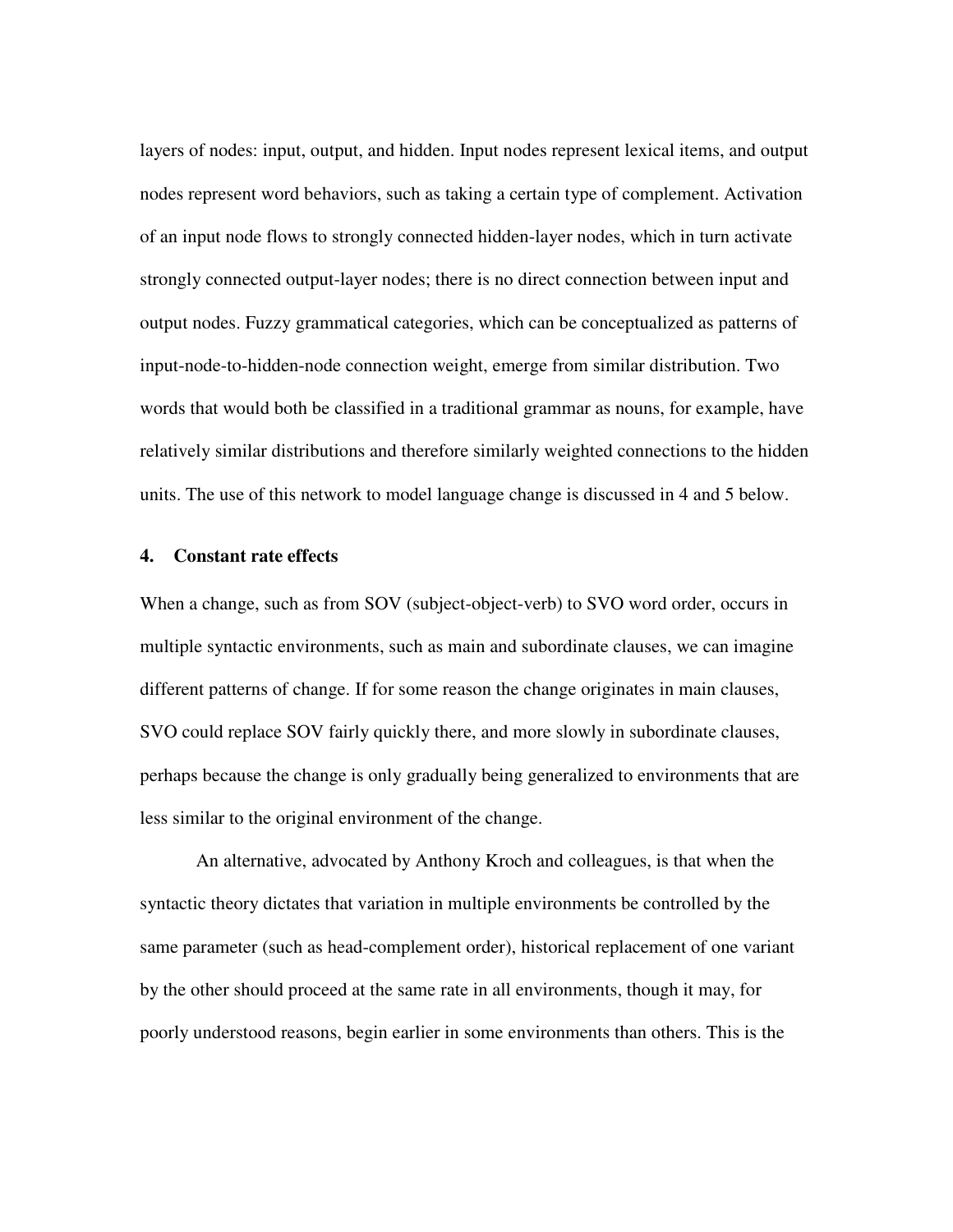layers of nodes: input, output, and hidden. Input nodes represent lexical items, and output nodes represent word behaviors, such as taking a certain type of complement. Activation of an input node flows to strongly connected hidden-layer nodes, which in turn activate strongly connected output-layer nodes; there is no direct connection between input and output nodes. Fuzzy grammatical categories, which can be conceptualized as patterns of input-node-to-hidden-node connection weight, emerge from similar distribution. Two words that would both be classified in a traditional grammar as nouns, for example, have relatively similar distributions and therefore similarly weighted connections to the hidden units. The use of this network to model language change is discussed in 4 and 5 below.

## 4. Constant rate effects

When a change, such as from SOV (subject-object-verb) to SVO word order, occurs in multiple syntactic environments, such as main and subordinate clauses, we can imagine different patterns of change. If for some reason the change originates in main clauses, SVO could replace SOV fairly quickly there, and more slowly in subordinate clauses, perhaps because the change is only gradually being generalized to environments that are less similar to the original environment of the change.

An alternative, advocated by Anthony Kroch and colleagues, is that when the syntactic theory dictates that variation in multiple environments be controlled by the same parameter (such as head-complement order), historical replacement of one variant by the other should proceed at the same rate in all environments, though it may, for poorly understood reasons, begin earlier in some environments than others. This is the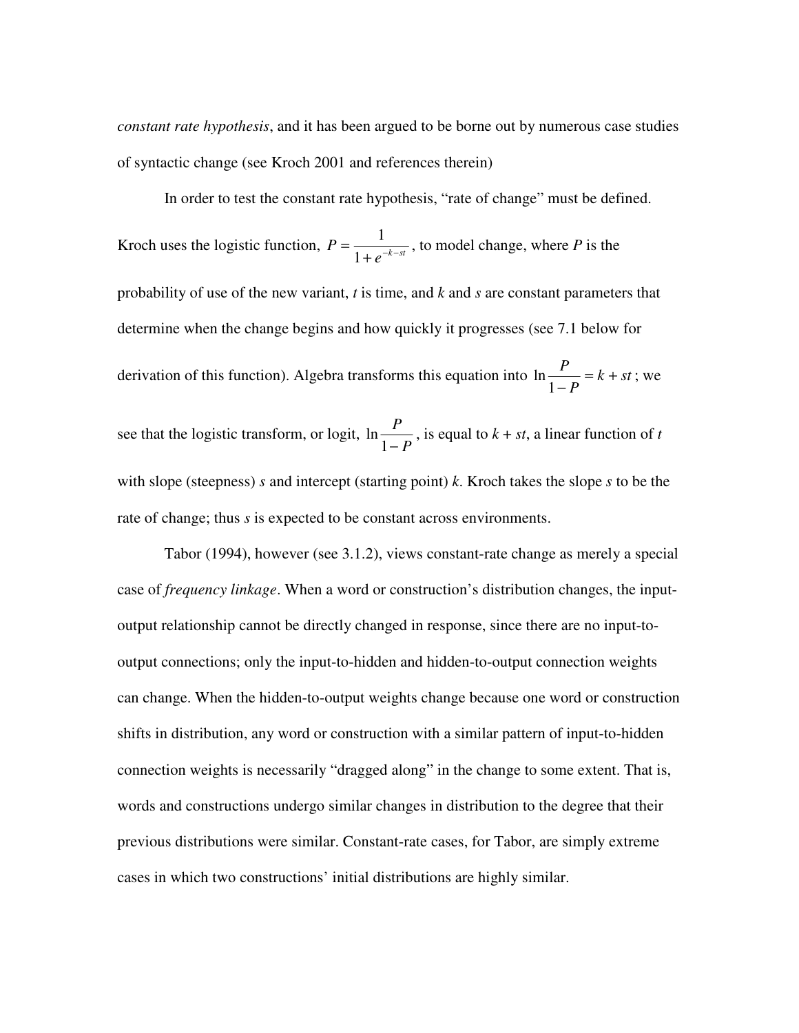*constant rate hypothesis*, and it has been argued to be borne out by numerous case studies of syntactic change (see Kroch 2001 and references therein)

In order to test the constant rate hypothesis, "rate of change" must be defined. Kroch uses the logistic function, $P = \frac{1}{1+e^{-k-st}}$, to model change, where *P* is the probability of use of the new variant, *t* is time, and *k* and *s* are constant parameters that determine when the change begins and how quickly it progresses (see 7.1 below for derivation of this function). Algebra transforms this equation into $\ln\frac{P}{1-P} = k + st$; we see that the logistic transform, or logit, $\ln\frac{P}{1-P}$, is equal to $k + st$, a linear function of *t* with slope (steepness) *s* and intercept (starting point) *k*. Kroch takes the slope *s* to be the rate of change; thus *s* is expected to be constant across environments.

Tabor (1994), however (see 3.1.2), views constant-rate change as merely a special case of *frequency linkage*. When a word or construction's distribution changes, the input-output relationship cannot be directly changed in response, since there are no input-to-output connections; only the input-to-hidden and hidden-to-output connection weights can change. When the hidden-to-output weights change because one word or construction shifts in distribution, any word or construction with a similar pattern of input-to-hidden connection weights is necessarily "dragged along" in the change to some extent. That is, words and constructions undergo similar changes in distribution to the degree that their previous distributions were similar. Constant-rate cases, for Tabor, are simply extreme cases in which two constructions' initial distributions are highly similar.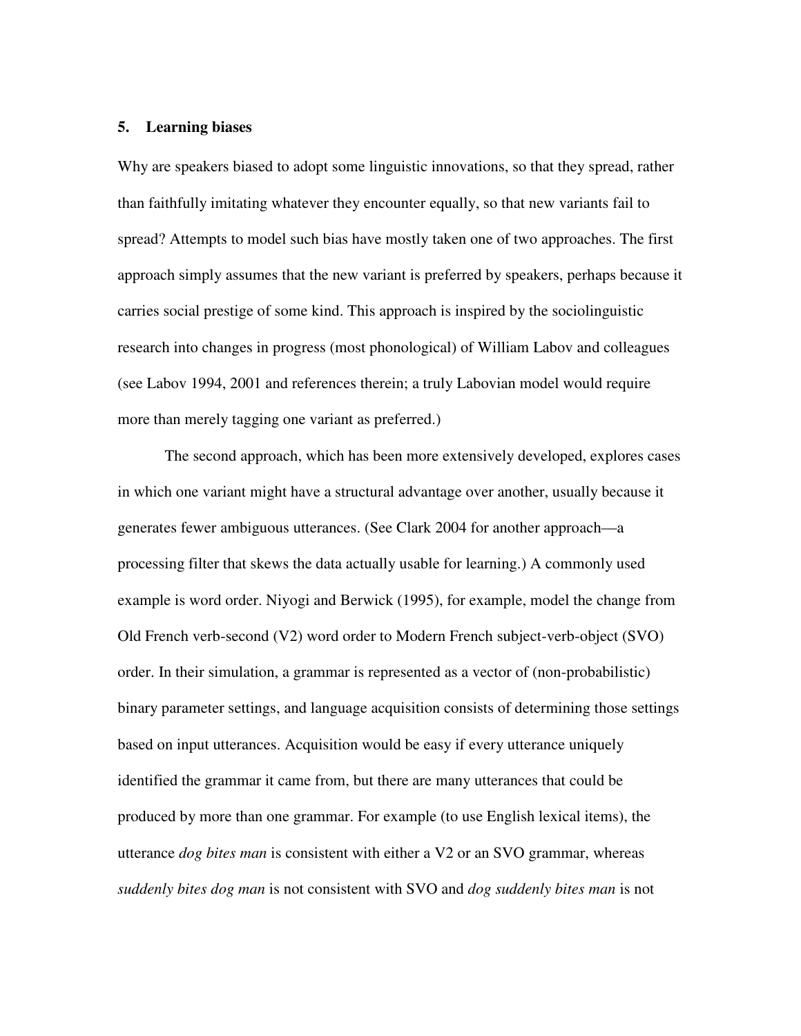## 5. Learning biases

Why are speakers biased to adopt some linguistic innovations, so that they spread, rather than faithfully imitating whatever they encounter equally, so that new variants fail to spread? Attempts to model such bias have mostly taken one of two approaches. The first approach simply assumes that the new variant is preferred by speakers, perhaps because it carries social prestige of some kind. This approach is inspired by the sociolinguistic research into changes in progress (most phonological) of William Labov and colleagues (see Labov 1994, 2001 and references therein; a truly Labovian model would require more than merely tagging one variant as preferred.)

The second approach, which has been more extensively developed, explores cases in which one variant might have a structural advantage over another, usually because it generates fewer ambiguous utterances. (See Clark 2004 for another approach—a processing filter that skews the data actually usable for learning.) A commonly used example is word order. Niyogi and Berwick (1995), for example, model the change from Old French verb-second (V2) word order to Modern French subject-verb-object (SVO) order. In their simulation, a grammar is represented as a vector of (non-probabilistic) binary parameter settings, and language acquisition consists of determining those settings based on input utterances. Acquisition would be easy if every utterance uniquely identified the grammar it came from, but there are many utterances that could be produced by more than one grammar. For example (to use English lexical items), the utterance *dog bites man* is consistent with either a V2 or an SVO grammar, whereas *suddenly bites dog man* is not consistent with SVO and *dog suddenly bites man* is not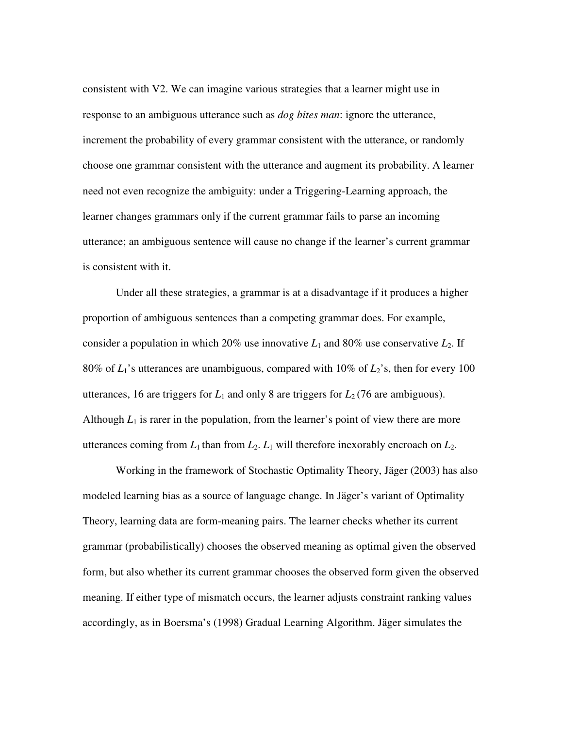consistent with V2. We can imagine various strategies that a learner might use in response to an ambiguous utterance such as *dog bites man*: ignore the utterance, increment the probability of every grammar consistent with the utterance, or randomly choose one grammar consistent with the utterance and augment its probability. A learner need not even recognize the ambiguity: under a Triggering-Learning approach, the learner changes grammars only if the current grammar fails to parse an incoming utterance; an ambiguous sentence will cause no change if the learner's current grammar is consistent with it.

Under all these strategies, a grammar is at a disadvantage if it produces a higher proportion of ambiguous sentences than a competing grammar does. For example, consider a population in which 20% use innovative $L_1$ and 80% use conservative $L_2$. If 80% of $L_1$'s utterances are unambiguous, compared with 10% of $L_2$'s, then for every 100 utterances, 16 are triggers for $L_1$ and only 8 are triggers for $L_2$ (76 are ambiguous). Although $L_1$ is rarer in the population, from the learner's point of view there are more utterances coming from $L_1$ than from $L_2$. $L_1$ will therefore inexorably encroach on $L_2$.

Working in the framework of Stochastic Optimality Theory, Jäger (2003) has also modeled learning bias as a source of language change. In Jäger's variant of Optimality Theory, learning data are form-meaning pairs. The learner checks whether its current grammar (probabilistically) chooses the observed meaning as optimal given the observed form, but also whether its current grammar chooses the observed form given the observed meaning. If either type of mismatch occurs, the learner adjusts constraint ranking values accordingly, as in Boersma's (1998) Gradual Learning Algorithm. Jäger simulates the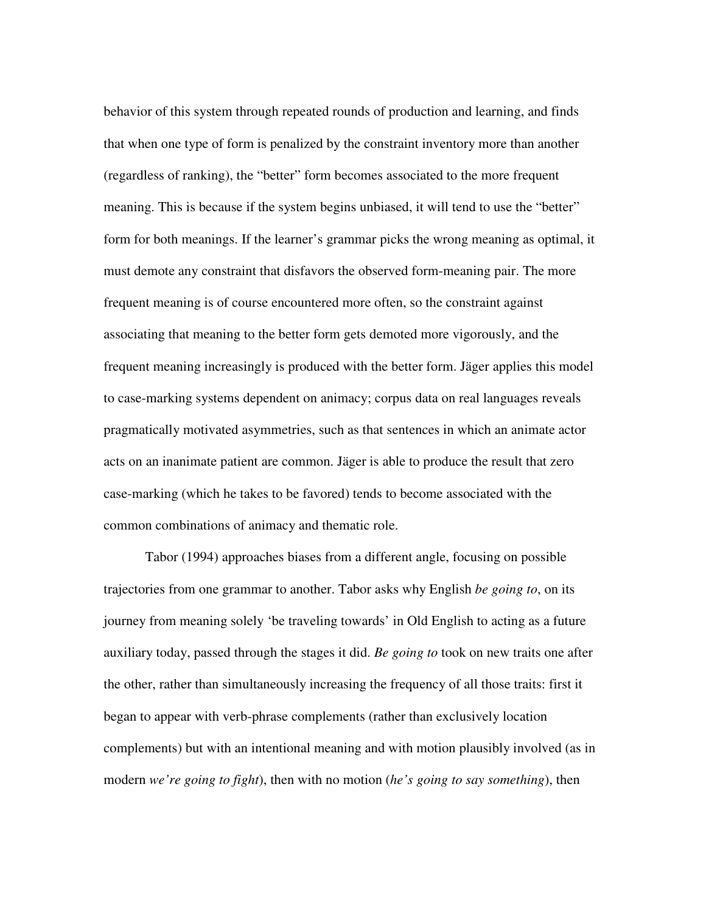behavior of this system through repeated rounds of production and learning, and finds that when one type of form is penalized by the constraint inventory more than another (regardless of ranking), the "better" form becomes associated to the more frequent meaning. This is because if the system begins unbiased, it will tend to use the "better" form for both meanings. If the learner's grammar picks the wrong meaning as optimal, it must demote any constraint that disfavors the observed form-meaning pair. The more frequent meaning is of course encountered more often, so the constraint against associating that meaning to the better form gets demoted more vigorously, and the frequent meaning increasingly is produced with the better form. Jäger applies this model to case-marking systems dependent on animacy; corpus data on real languages reveals pragmatically motivated asymmetries, such as that sentences in which an animate actor acts on an inanimate patient are common. Jäger is able to produce the result that zero case-marking (which he takes to be favored) tends to become associated with the common combinations of animacy and thematic role.

Tabor (1994) approaches biases from a different angle, focusing on possible trajectories from one grammar to another. Tabor asks why English *be going to*, on its journey from meaning solely 'be traveling towards' in Old English to acting as a future auxiliary today, passed through the stages it did. *Be going to* took on new traits one after the other, rather than simultaneously increasing the frequency of all those traits: first it began to appear with verb-phrase complements (rather than exclusively location complements) but with an intentional meaning and with motion plausibly involved (as in modern *we're going to fight*), then with no motion (*he's going to say something*), then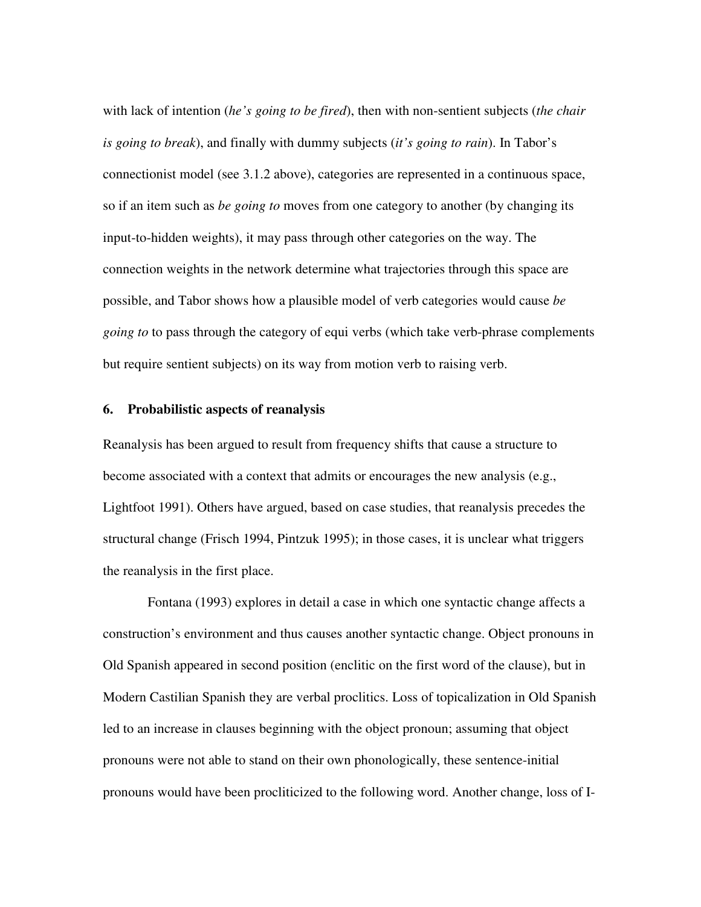with lack of intention (*he's going to be fired*), then with non-sentient subjects (*the chair is going to break*), and finally with dummy subjects (*it's going to rain*). In Tabor's connectionist model (see 3.1.2 above), categories are represented in a continuous space, so if an item such as *be going to* moves from one category to another (by changing its input-to-hidden weights), it may pass through other categories on the way. The connection weights in the network determine what trajectories through this space are possible, and Tabor shows how a plausible model of verb categories would cause *be going to* to pass through the category of equi verbs (which take verb-phrase complements but require sentient subjects) on its way from motion verb to raising verb.

## 6. Probabilistic aspects of reanalysis

Reanalysis has been argued to result from frequency shifts that cause a structure to become associated with a context that admits or encourages the new analysis (e.g., Lightfoot 1991). Others have argued, based on case studies, that reanalysis precedes the structural change (Frisch 1994, Pintzuk 1995); in those cases, it is unclear what triggers the reanalysis in the first place.

Fontana (1993) explores in detail a case in which one syntactic change affects a construction's environment and thus causes another syntactic change. Object pronouns in Old Spanish appeared in second position (enclitic on the first word of the clause), but in Modern Castilian Spanish they are verbal proclitics. Loss of topicalization in Old Spanish led to an increase in clauses beginning with the object pronoun; assuming that object pronouns were not able to stand on their own phonologically, these sentence-initial pronouns would have been procliticized to the following word. Another change, loss of I-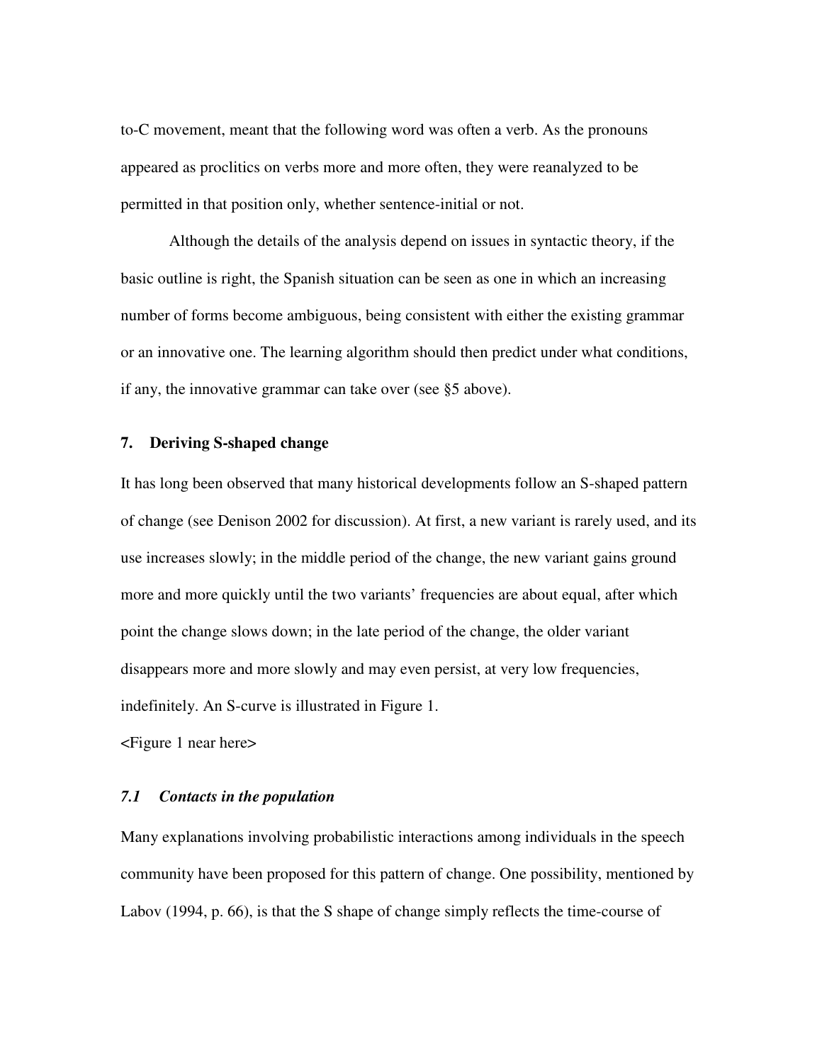to-C movement, meant that the following word was often a verb. As the pronouns appeared as proclitics on verbs more and more often, they were reanalyzed to be permitted in that position only, whether sentence-initial or not.

Although the details of the analysis depend on issues in syntactic theory, if the basic outline is right, the Spanish situation can be seen as one in which an increasing number of forms become ambiguous, being consistent with either the existing grammar or an innovative one. The learning algorithm should then predict under what conditions, if any, the innovative grammar can take over (see §5 above).

## 7. Deriving S-shaped change

It has long been observed that many historical developments follow an S-shaped pattern of change (see Denison 2002 for discussion). At first, a new variant is rarely used, and its use increases slowly; in the middle period of the change, the new variant gains ground more and more quickly until the two variants' frequencies are about equal, after which point the change slows down; in the late period of the change, the older variant disappears more and more slowly and may even persist, at very low frequencies, indefinitely. An S-curve is illustrated in Figure 1.

<Figure 1 near here>

### *7.1 Contacts in the population*

Many explanations involving probabilistic interactions among individuals in the speech community have been proposed for this pattern of change. One possibility, mentioned by Labov (1994, p. 66), is that the S shape of change simply reflects the time-course of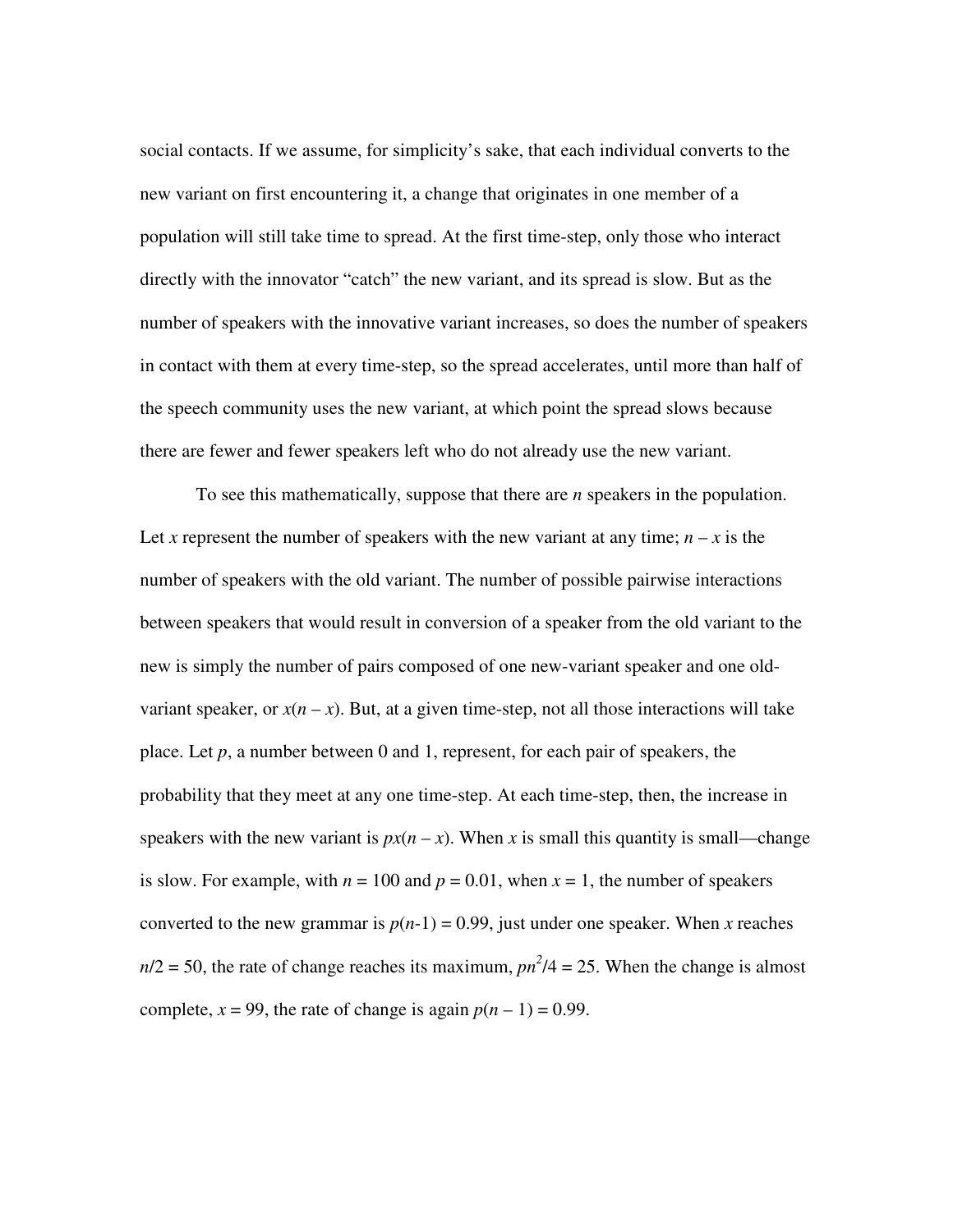social contacts. If we assume, for simplicity's sake, that each individual converts to the new variant on first encountering it, a change that originates in one member of a population will still take time to spread. At the first time-step, only those who interact directly with the innovator "catch" the new variant, and its spread is slow. But as the number of speakers with the innovative variant increases, so does the number of speakers in contact with them at every time-step, so the spread accelerates, until more than half of the speech community uses the new variant, at which point the spread slows because there are fewer and fewer speakers left who do not already use the new variant.

To see this mathematically, suppose that there are $n$ speakers in the population. Let $x$ represent the number of speakers with the new variant at any time; $n - x$ is the number of speakers with the old variant. The number of possible pairwise interactions between speakers that would result in conversion of a speaker from the old variant to the new is simply the number of pairs composed of one new-variant speaker and one old-variant speaker, or $x(n - x)$. But, at a given time-step, not all those interactions will take place. Let $p$, a number between 0 and 1, represent, for each pair of speakers, the probability that they meet at any one time-step. At each time-step, then, the increase in speakers with the new variant is $px(n - x)$. When $x$ is small this quantity is small—change is slow. For example, with $n = 100$ and $p = 0.01$, when $x = 1$, the number of speakers converted to the new grammar is $p(n\text{-}1) = 0.99$, just under one speaker. When $x$ reaches $n/2 = 50$, the rate of change reaches its maximum, $pn^2/4 = 25$. When the change is almost complete, $x = 99$, the rate of change is again $p(n - 1) = 0.99$.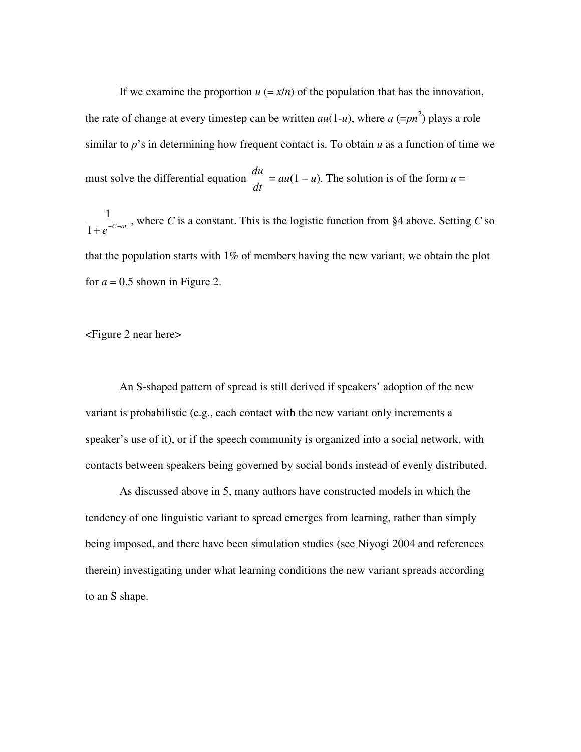If we examine the proportion $u$ ($= x/n$) of the population that has the innovation, the rate of change at every timestep can be written $au(1-u)$, where $a$ ($=pn^2$) plays a role similar to $p$'s in determining how frequent contact is. To obtain $u$ as a function of time we must solve the differential equation $\frac{du}{dt} = au(1 - u)$. The solution is of the form $u = \frac{1}{1+e^{-C-at}}$, where $C$ is a constant. This is the logistic function from §4 above. Setting $C$ so that the population starts with 1% of members having the new variant, we obtain the plot for $a = 0.5$ shown in Figure 2.

<Figure 2 near here>

An S-shaped pattern of spread is still derived if speakers' adoption of the new variant is probabilistic (e.g., each contact with the new variant only increments a speaker's use of it), or if the speech community is organized into a social network, with contacts between speakers being governed by social bonds instead of evenly distributed.

As discussed above in 5, many authors have constructed models in which the tendency of one linguistic variant to spread emerges from learning, rather than simply being imposed, and there have been simulation studies (see Niyogi 2004 and references therein) investigating under what learning conditions the new variant spreads according to an S shape.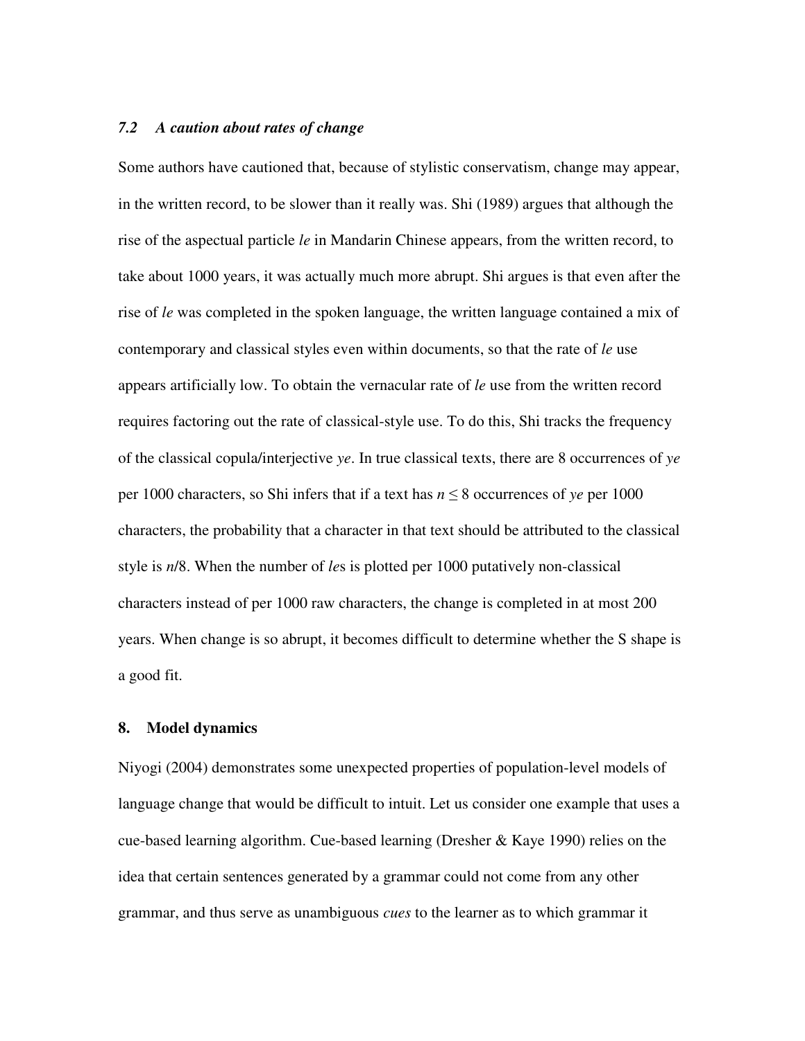### *7.2 A caution about rates of change*

Some authors have cautioned that, because of stylistic conservatism, change may appear, in the written record, to be slower than it really was. Shi (1989) argues that although the rise of the aspectual particle *le* in Mandarin Chinese appears, from the written record, to take about 1000 years, it was actually much more abrupt. Shi argues is that even after the rise of *le* was completed in the spoken language, the written language contained a mix of contemporary and classical styles even within documents, so that the rate of *le* use appears artificially low. To obtain the vernacular rate of *le* use from the written record requires factoring out the rate of classical-style use. To do this, Shi tracks the frequency of the classical copula/interjective *ye*. In true classical texts, there are 8 occurrences of *ye* per 1000 characters, so Shi infers that if a text has $n \leq 8$ occurrences of *ye* per 1000 characters, the probability that a character in that text should be attributed to the classical style is $n/8$. When the number of *le*s is plotted per 1000 putatively non-classical characters instead of per 1000 raw characters, the change is completed in at most 200 years. When change is so abrupt, it becomes difficult to determine whether the S shape is a good fit.

## 8. Model dynamics

Niyogi (2004) demonstrates some unexpected properties of population-level models of language change that would be difficult to intuit. Let us consider one example that uses a cue-based learning algorithm. Cue-based learning (Dresher & Kaye 1990) relies on the idea that certain sentences generated by a grammar could not come from any other grammar, and thus serve as unambiguous *cues* to the learner as to which grammar it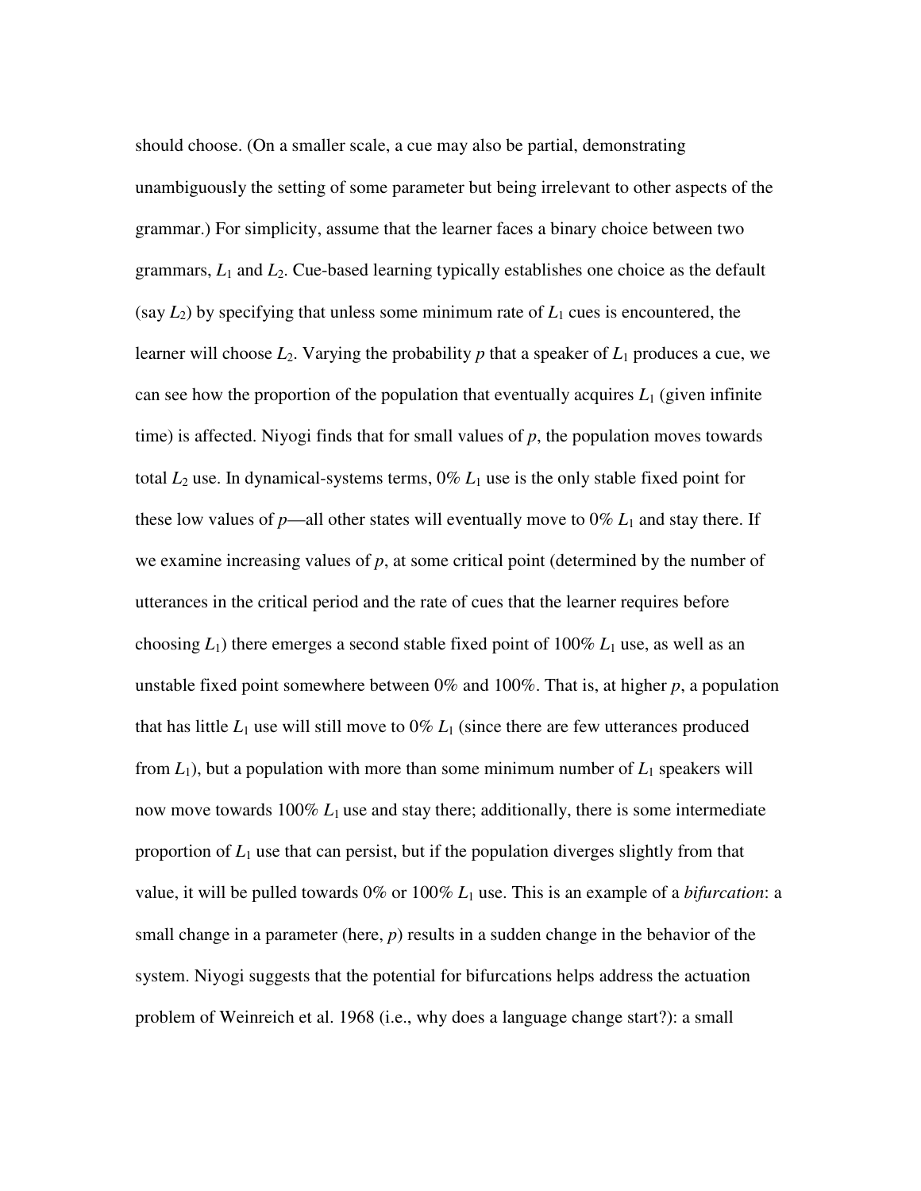should choose. (On a smaller scale, a cue may also be partial, demonstrating unambiguously the setting of some parameter but being irrelevant to other aspects of the grammar.) For simplicity, assume that the learner faces a binary choice between two grammars, $L_1$ and $L_2$. Cue-based learning typically establishes one choice as the default (say $L_2$) by specifying that unless some minimum rate of $L_1$ cues is encountered, the learner will choose $L_2$. Varying the probability $p$ that a speaker of $L_1$ produces a cue, we can see how the proportion of the population that eventually acquires $L_1$ (given infinite time) is affected. Niyogi finds that for small values of $p$, the population moves towards total $L_2$ use. In dynamical-systems terms, 0% $L_1$ use is the only stable fixed point for these low values of $p$—all other states will eventually move to 0% $L_1$ and stay there. If we examine increasing values of $p$, at some critical point (determined by the number of utterances in the critical period and the rate of cues that the learner requires before choosing $L_1$) there emerges a second stable fixed point of 100% $L_1$ use, as well as an unstable fixed point somewhere between 0% and 100%. That is, at higher $p$, a population that has little $L_1$ use will still move to 0% $L_1$ (since there are few utterances produced from $L_1$), but a population with more than some minimum number of $L_1$ speakers will now move towards 100% $L_1$ use and stay there; additionally, there is some intermediate proportion of $L_1$ use that can persist, but if the population diverges slightly from that value, it will be pulled towards 0% or 100% $L_1$ use. This is an example of a *bifurcation*: a small change in a parameter (here, $p$) results in a sudden change in the behavior of the system. Niyogi suggests that the potential for bifurcations helps address the actuation problem of Weinreich et al. 1968 (i.e., why does a language change start?): a small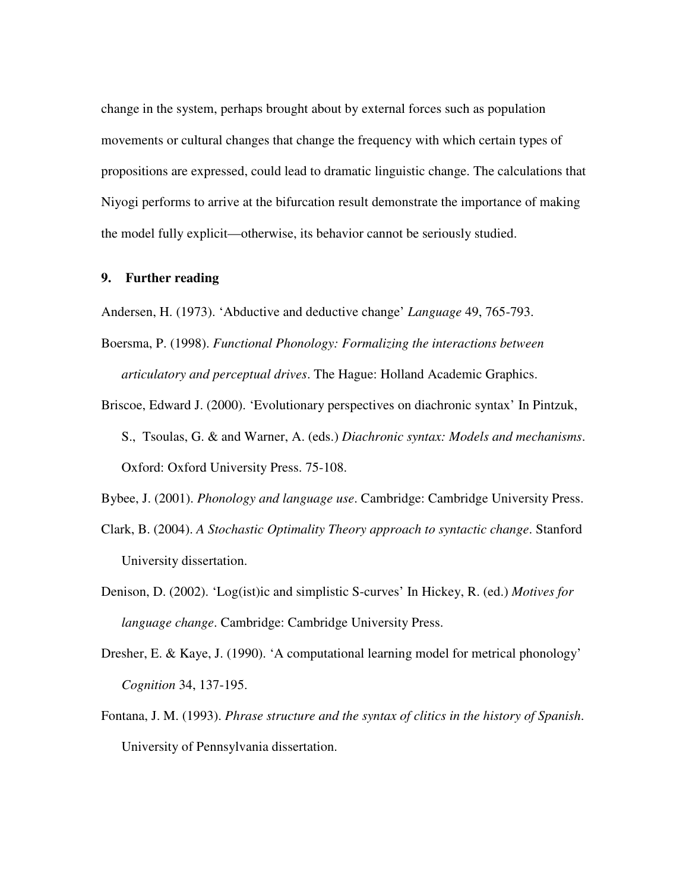change in the system, perhaps brought about by external forces such as population movements or cultural changes that change the frequency with which certain types of propositions are expressed, could lead to dramatic linguistic change. The calculations that Niyogi performs to arrive at the bifurcation result demonstrate the importance of making the model fully explicit—otherwise, its behavior cannot be seriously studied.

## 9. Further reading

Andersen, H. (1973). 'Abductive and deductive change' *Language* 49, 765-793.

Boersma, P. (1998). *Functional Phonology: Formalizing the interactions between articulatory and perceptual drives*. The Hague: Holland Academic Graphics.

Briscoe, Edward J. (2000). 'Evolutionary perspectives on diachronic syntax' In Pintzuk, S., Tsoulas, G. & and Warner, A. (eds.) *Diachronic syntax: Models and mechanisms*. Oxford: Oxford University Press. 75-108.

Bybee, J. (2001). *Phonology and language use*. Cambridge: Cambridge University Press.

Clark, B. (2004). *A Stochastic Optimality Theory approach to syntactic change*. Stanford University dissertation.

Denison, D. (2002). 'Log(ist)ic and simplistic S-curves' In Hickey, R. (ed.) *Motives for language change*. Cambridge: Cambridge University Press.

Dresher, E. & Kaye, J. (1990). 'A computational learning model for metrical phonology' *Cognition* 34, 137-195.

Fontana, J. M. (1993). *Phrase structure and the syntax of clitics in the history of Spanish*. University of Pennsylvania dissertation.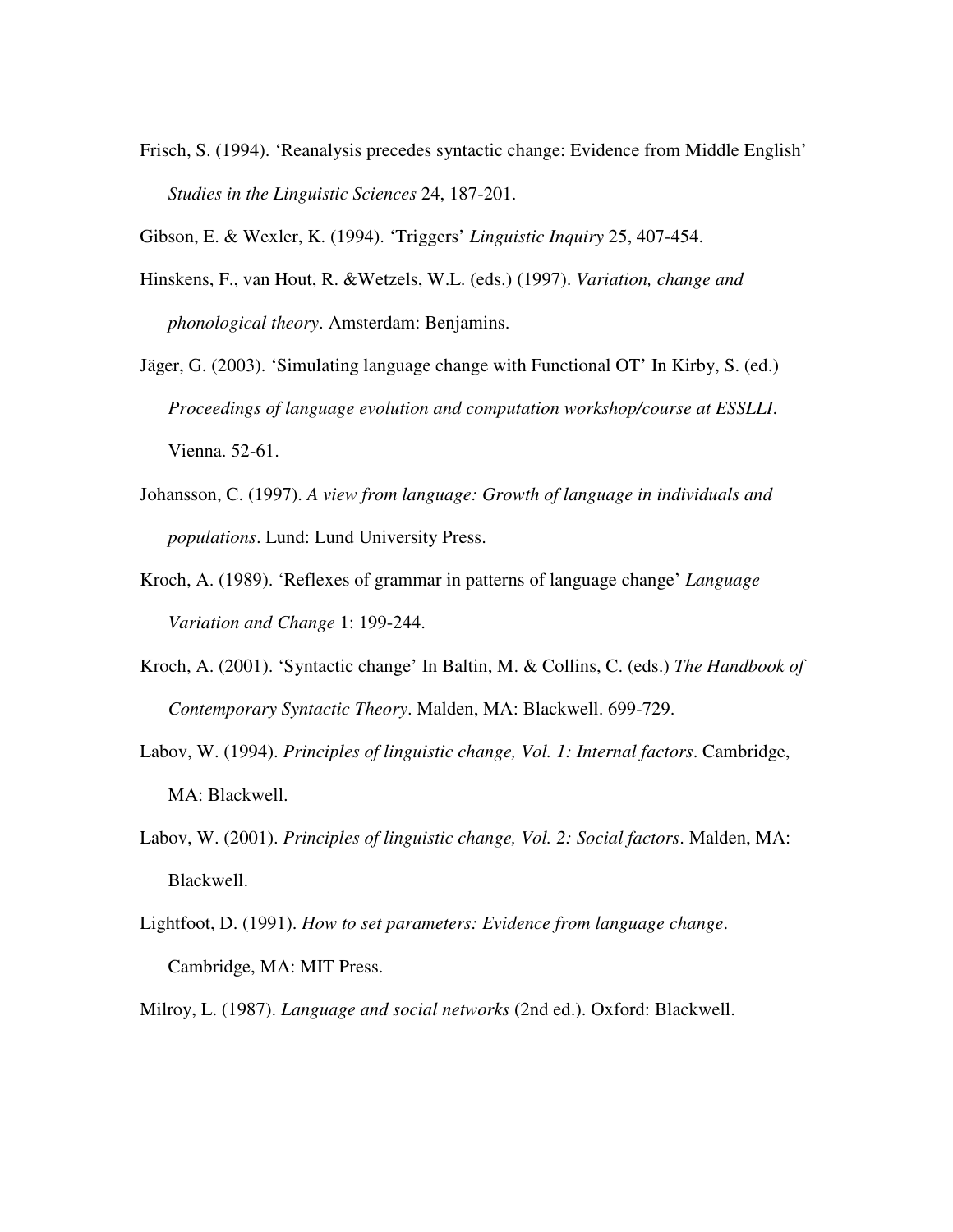Frisch, S. (1994). 'Reanalysis precedes syntactic change: Evidence from Middle English' *Studies in the Linguistic Sciences* 24, 187-201.

Gibson, E. & Wexler, K. (1994). 'Triggers' *Linguistic Inquiry* 25, 407-454.

Hinskens, F., van Hout, R. &Wetzels, W.L. (eds.) (1997). *Variation, change and phonological theory*. Amsterdam: Benjamins.

Jäger, G. (2003). 'Simulating language change with Functional OT' In Kirby, S. (ed.) *Proceedings of language evolution and computation workshop/course at ESSLLI*. Vienna. 52-61.

Johansson, C. (1997). *A view from language: Growth of language in individuals and populations*. Lund: Lund University Press.

Kroch, A. (1989). 'Reflexes of grammar in patterns of language change' *Language Variation and Change* 1: 199-244.

Kroch, A. (2001). 'Syntactic change' In Baltin, M. & Collins, C. (eds.) *The Handbook of Contemporary Syntactic Theory*. Malden, MA: Blackwell. 699-729.

Labov, W. (1994). *Principles of linguistic change, Vol. 1: Internal factors*. Cambridge, MA: Blackwell.

Labov, W. (2001). *Principles of linguistic change, Vol. 2: Social factors*. Malden, MA: Blackwell.

Lightfoot, D. (1991). *How to set parameters: Evidence from language change*. Cambridge, MA: MIT Press.

Milroy, L. (1987). *Language and social networks* (2nd ed.). Oxford: Blackwell.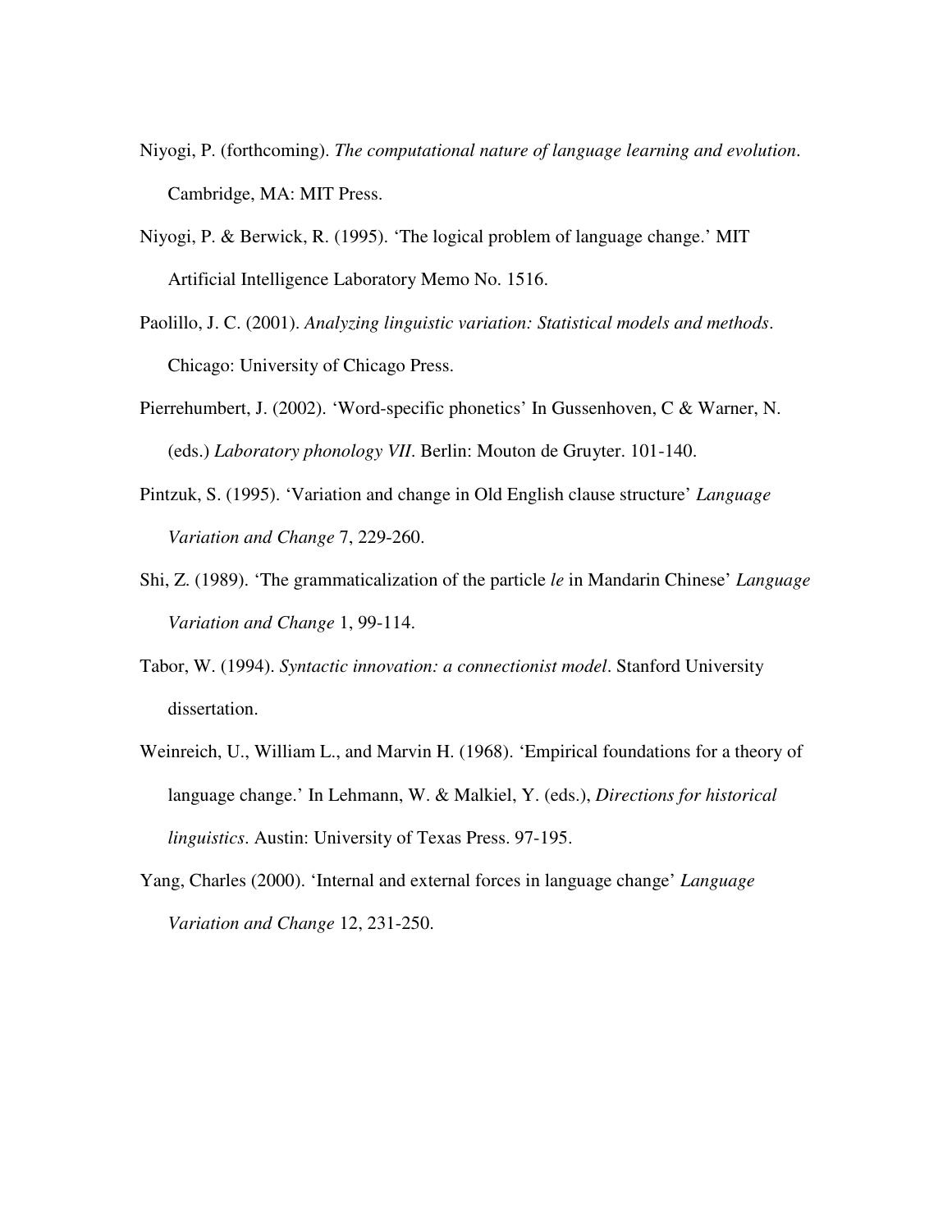Niyogi, P. (forthcoming). *The computational nature of language learning and evolution*. Cambridge, MA: MIT Press.

Niyogi, P. & Berwick, R. (1995). 'The logical problem of language change.' MIT Artificial Intelligence Laboratory Memo No. 1516.

Paolillo, J. C. (2001). *Analyzing linguistic variation: Statistical models and methods*. Chicago: University of Chicago Press.

Pierrehumbert, J. (2002). 'Word-specific phonetics' In Gussenhoven, C & Warner, N. (eds.) *Laboratory phonology VII*. Berlin: Mouton de Gruyter. 101-140.

Pintzuk, S. (1995). 'Variation and change in Old English clause structure' *Language Variation and Change* 7, 229-260.

Shi, Z. (1989). 'The grammaticalization of the particle *le* in Mandarin Chinese' *Language Variation and Change* 1, 99-114.

Tabor, W. (1994). *Syntactic innovation: a connectionist model*. Stanford University dissertation.

Weinreich, U., William L., and Marvin H. (1968). 'Empirical foundations for a theory of language change.' In Lehmann, W. & Malkiel, Y. (eds.), *Directions for historical linguistics*. Austin: University of Texas Press. 97-195.

Yang, Charles (2000). 'Internal and external forces in language change' *Language Variation and Change* 12, 231-250.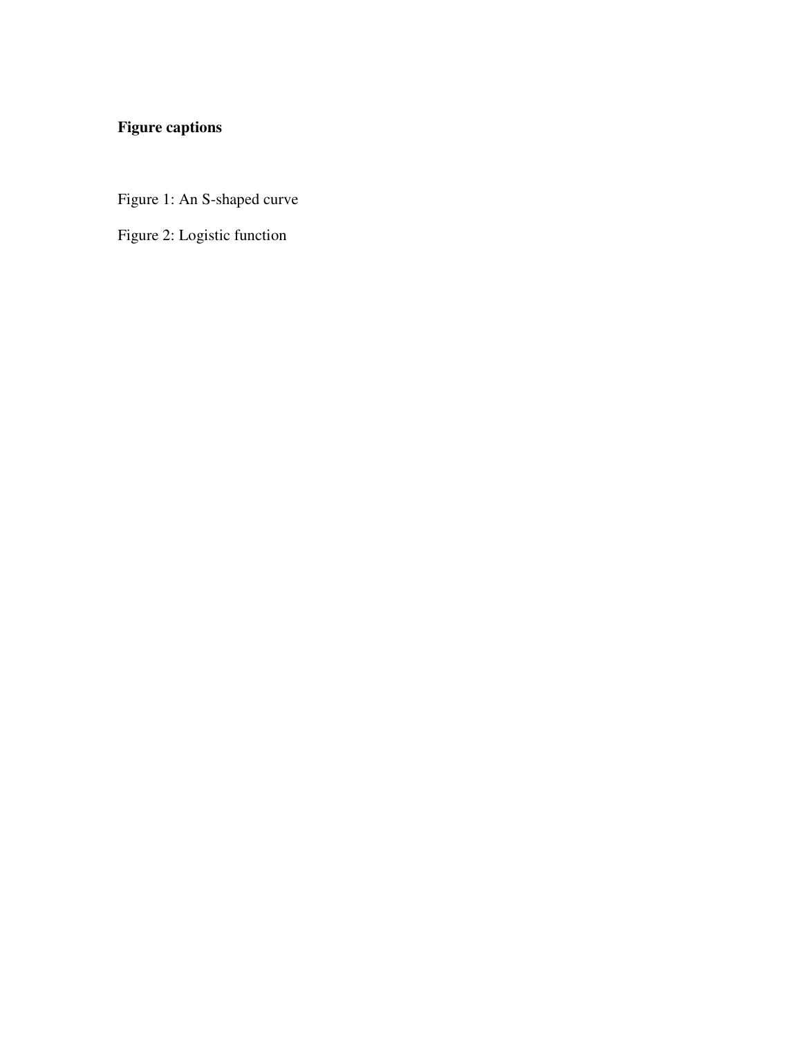**Figure captions**

Figure 1: An S-shaped curve

Figure 2: Logistic function